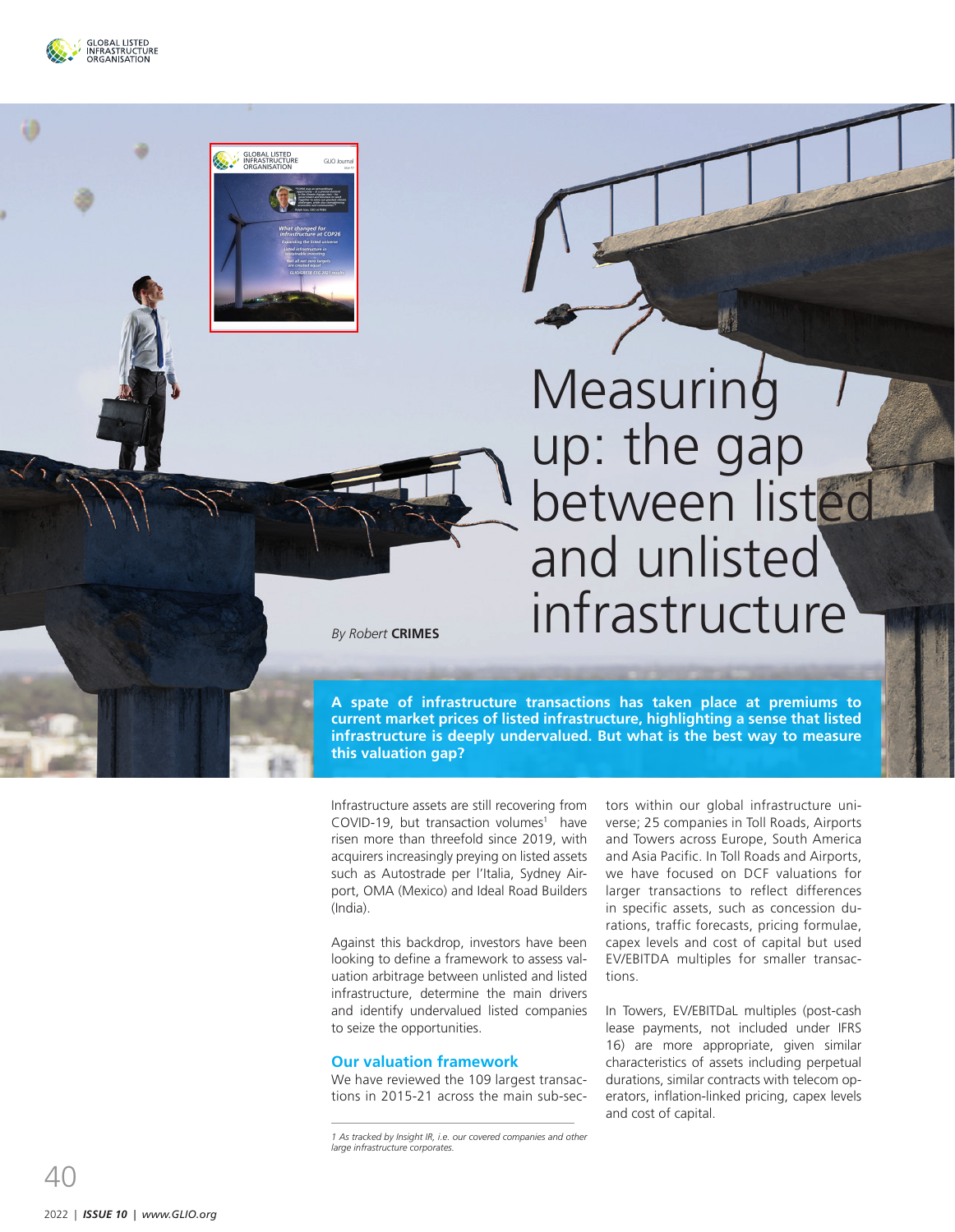# Measuring up: the gap between listed and unlisted infrastructure

*By* Robert **CRIMES**

**A spate of infrastructure transactions has taken place at premiums to current market prices of listed infrastructure, highlighting a sense that listed infrastructure is deeply undervalued. But what is the best way to measure this valuation gap?**

Infrastructure assets are still recovering from COVID-19, but transaction volumes[1] have risen more than threefold since 2019, with acquirers increasingly preying on listed assets such as Autostrade per l'Italia, Sydney Airport, OMA (Mexico) and Ideal Road Builders (India).

Against this backdrop, investors have been looking to define a framework to assess valuation arbitrage between unlisted and listed infrastructure, determine the main drivers and identify undervalued listed companies to seize the opportunities.

## Our valuation framework

We have reviewed the 109 largest transactions in 2015-21 across the main sub-sectors within our global infrastructure universe; 25 companies in Toll Roads, Airports and Towers across Europe, South America and Asia Pacific. In Toll Roads and Airports, we have focused on DCF valuations for larger transactions to reflect differences in specific assets, such as concession durations, traffic forecasts, pricing formulae, capex levels and cost of capital but used EV/EBITDA multiples for smaller transactions.

In Towers, EV/EBITDaL multiples (post-cash lease payments, not included under IFRS 16) are more appropriate, given similar characteristics of assets including perpetual durations, similar contracts with telecom operators, inflation-linked pricing, capex levels and cost of capital.

*1 As tracked by Insight IR, i.e. our covered companies and other large infrastructure corporates.*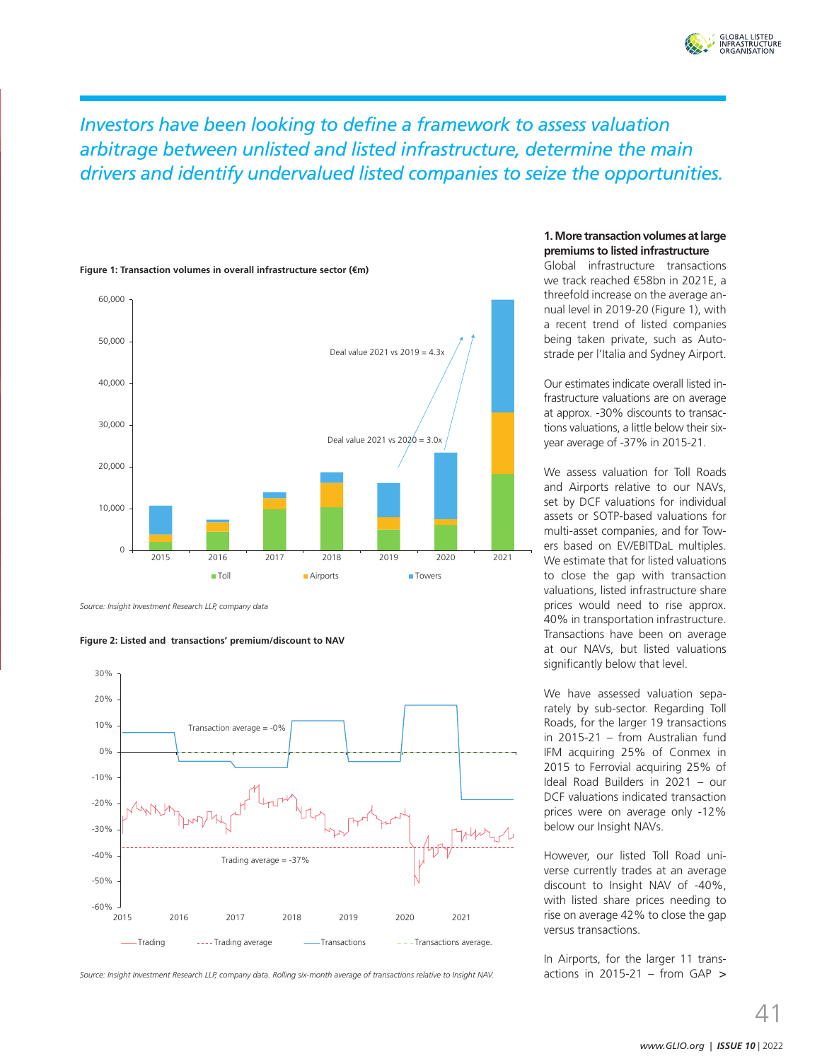*Investors have been looking to define a framework to assess valuation arbitrage between unlisted and listed infrastructure, determine the main drivers and identify undervalued listed companies to seize the opportunities.*

**Figure 1: Transaction volumes in overall infrastructure sector (€m)**

*Source: Insight Investment Research LLP, company data*

**Figure 2: Listed and transactions' premium/discount to NAV**

*Source: Insight Investment Research LLP, company data. Rolling six-month average of transactions relative to Insight NAV.*

**1. More transaction volumes at large premiums to listed infrastructure**

Global infrastructure transactions we track reached €58bn in 2021E, a threefold increase on the average annual level in 2019-20 (Figure 1), with a recent trend of listed companies being taken private, such as Autostrade per l'Italia and Sydney Airport.

Our estimates indicate overall listed infrastructure valuations are on average at approx. -30% discounts to transactions valuations, a little below their six-year average of -37% in 2015-21.

We assess valuation for Toll Roads and Airports relative to our NAVs, set by DCF valuations for individual assets or SOTP-based valuations for multi-asset companies, and for Towers based on EV/EBITDaL multiples. We estimate that for listed valuations to close the gap with transaction valuations, listed infrastructure share prices would need to rise approx. 40% in transportation infrastructure. Transactions have been on average at our NAVs, but listed valuations significantly below that level.

We have assessed valuation separately by sub-sector. Regarding Toll Roads, for the larger 19 transactions in 2015-21 – from Australian fund IFM acquiring 25% of Conmex in 2015 to Ferrovial acquiring 25% of Ideal Road Builders in 2021 – our DCF valuations indicated transaction prices were on average only -12% below our Insight NAVs.

However, our listed Toll Road universe currently trades at an average discount to Insight NAV of -40%, with listed share prices needing to rise on average 42% to close the gap versus transactions.

In Airports, for the larger 11 transactions in 2015-21 – from GAP >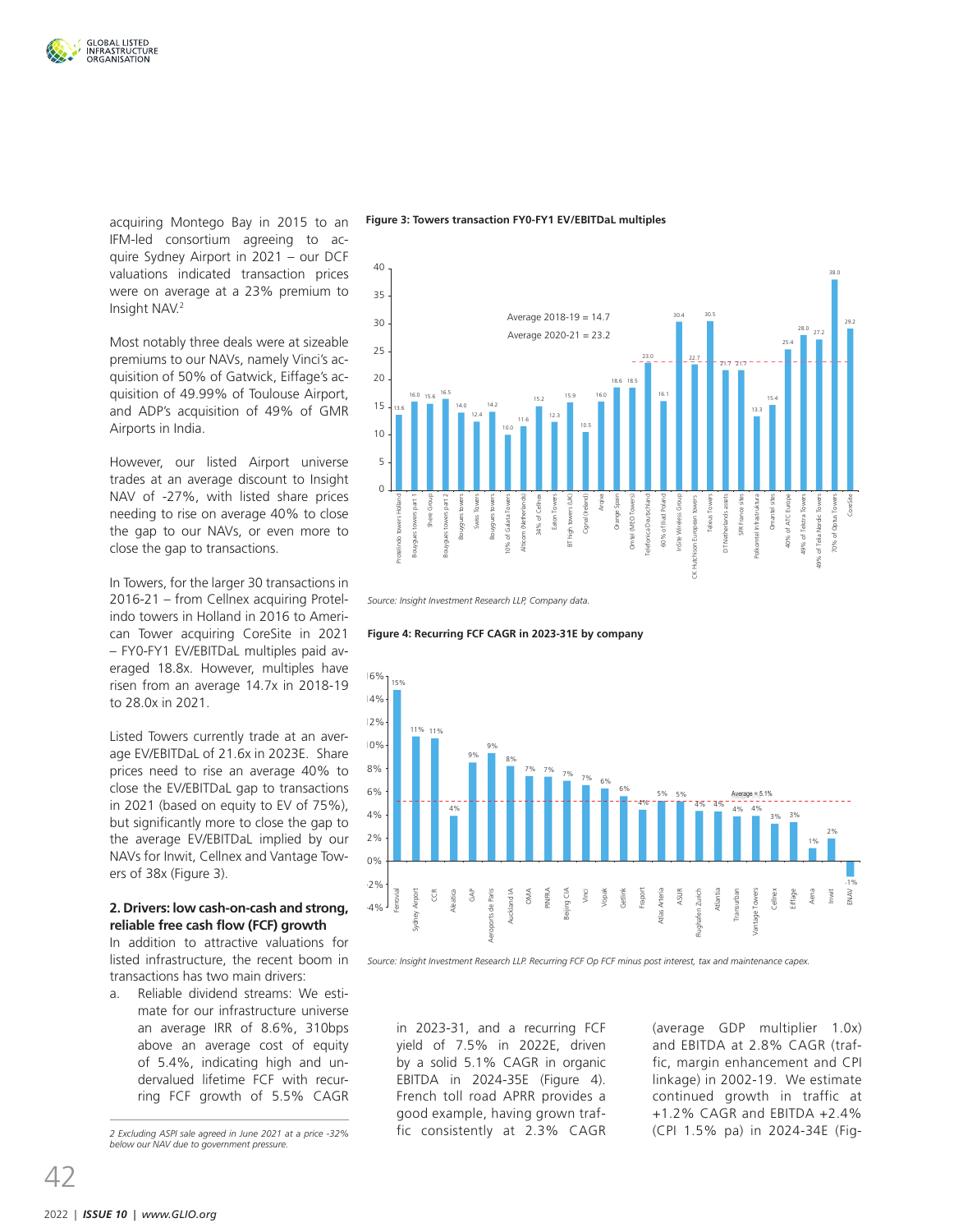acquiring Montego Bay in 2015 to an IFM-led consortium agreeing to acquire Sydney Airport in 2021 – our DCF valuations indicated transaction prices were on average at a 23% premium to Insight NAV.[2]

Most notably three deals were at sizeable premiums to our NAVs, namely Vinci's acquisition of 50% of Gatwick, Eiffage's acquisition of 49.99% of Toulouse Airport, and ADP's acquisition of 49% of GMR Airports in India.

However, our listed Airport universe trades at an average discount to Insight NAV of -27%, with listed share prices needing to rise on average 40% to close the gap to our NAVs, or even more to close the gap to transactions.

In Towers, for the larger 30 transactions in 2016-21 – from Cellnex acquiring Protelindo towers in Holland in 2016 to American Tower acquiring CoreSite in 2021 – FY0-FY1 EV/EBITDaL multiples paid averaged 18.8x. However, multiples have risen from an average 14.7x in 2018-19 to 28.0x in 2021.

Listed Towers currently trade at an average EV/EBITDaL of 21.6x in 2023E. Share prices need to rise an average 40% to close the EV/EBITDaL gap to transactions in 2021 (based on equity to EV of 75%), but significantly more to close the gap to the average EV/EBITDaL implied by our NAVs for Inwit, Cellnex and Vantage Towers of 38x (Figure 3).

**Figure 3: Towers transaction FY0-FY1 EV/EBITDaL multiples**

| Transaction | FY0-FY1 EV/EBITDaL |
|---|---|
| Protelindo Towers Holland | 13.6 |
| Bouygues towers part 1 | 16.0 |
| Shere Group | 15.6 |
| Bouygues towers part 2 | 16.5 |
| Bouygues towers | 14.0 |
| Swiss Towers | 12.4 |
| Bouygues towers | 14.2 |
| 10% of Galata Towers | 10.0 |
| Altitcom (Netherlands) | 11.6 |
| 34% of Cellnex | 15.2 |
| Exton Towers | 12.3 |
| BT high towers (UK) | 15.9 |
| Cignal (Ireland) | 10.5 |
| Arqiva | 16.0 |
| Orange Spain | 18.6 |
| Omtel (MEO Towers) | 18.5 |
| Telefonica Deutschland | 23.0 |
| 60% of Iliad Poland | 16.1 |
| InSite Wireless Group | 30.4 |
| CK Hutchison European towers | 22.7 |
| Telxius Towers | 30.5 |
| DT Netherlands assets | 21.7 |
| SFR France sites | 21.7 |
| Polkomtel Infrastruktura | 13.3 |
| Omantel sites | 15.4 |
| 40% of ATC Europe | 25.4 |
| 49% of Telstra Towers | 28.0 |
| 49% of Telia Nordic Towers | 27.2 |
| 70% of Optus Towers | 38.0 |
| CoreSite | 29.2 |

Average 2018-19 = 14.7
Average 2020-21 = 23.2

*Source: Insight Investment Research LLP, Company data.*

**Figure 4: Recurring FCF CAGR in 2023-31E by company**

| Company | Recurring FCF CAGR |
|---|---|
| Ferrovial | 15% |
| Sydney Airport | 11% |
| CCR | 11% |
| Aleatica | 4% |
| GAP | 9% |
| Aeroports de Paris | 9% |
| Auckland IA | 8% |
| OMA | 7% |
| PINFRA | 7% |
| Beijing CIA | 7% |
| Vinci | 7% |
| Vopak | 6% |
| Getlink | 6% |
| Fraport | 4% |
| Atlas Arteria | 5% |
| ASUR | 5% |
| Flughafen Zurich | 4% |
| Atlantia | 4% |
| Transurban | 4% |
| Vantage Towers | 4% |
| Cellnex | 3% |
| Eiffage | 3% |
| Aena | 1% |
| Inwit | 2% |
| ENAV | -1% |

Average = 5.1%

*Source: Insight Investment Research LLP. Recurring FCF Op FCF minus post interest, tax and maintenance capex.*

**2. Drivers: low cash-on-cash and strong, reliable free cash flow (FCF) growth**

In addition to attractive valuations for listed infrastructure, the recent boom in transactions has two main drivers:

a. Reliable dividend streams: We estimate for our infrastructure universe an average IRR of 8.6%, 310bps above an average cost of equity of 5.4%, indicating high and undervalued lifetime FCF with recurring FCF growth of 5.5% CAGR in 2023-31, and a recurring FCF yield of 7.5% in 2022E, driven by a solid 5.1% CAGR in organic EBITDA in 2024-35E (Figure 4). French toll road APRR provides a good example, having grown traffic consistently at 2.3% CAGR (average GDP multiplier 1.0x) and EBITDA at 2.8% CAGR (traffic, margin enhancement and CPI linkage) in 2002-19. We estimate continued growth in traffic at +1.2% CAGR and EBITDA +2.4% (CPI 1.5% pa) in 2024-34E (Fig-

*2 Excluding ASPI sale agreed in June 2021 at a price -32% below our NAV due to government pressure.*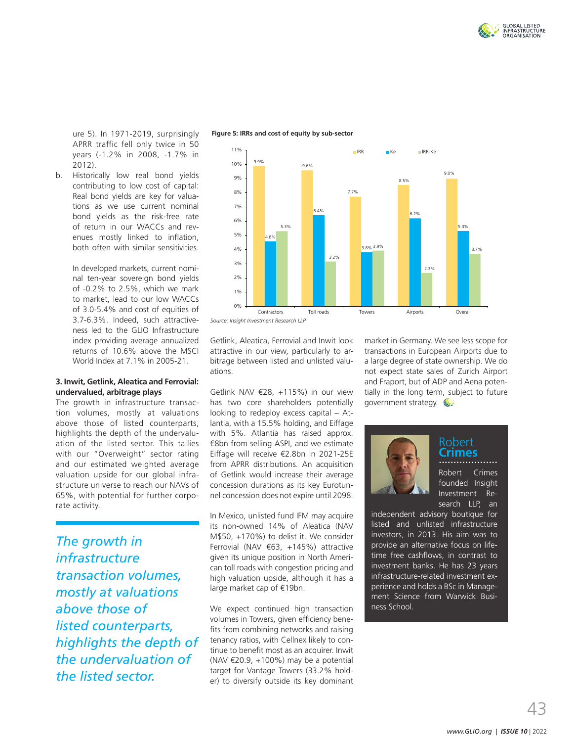ure 5). In 1971-2019, surprisingly APRR traffic fell only twice in 50 years (-1.2% in 2008, -1.7% in 2012).

b. Historically low real bond yields contributing to low cost of capital: Real bond yields are key for valuations as we use current nominal bond yields as the risk-free rate of return in our WACCs and revenues mostly linked to inflation, both often with similar sensitivities.

   In developed markets, current nominal ten-year sovereign bond yields of -0.2% to 2.5%, which we mark to market, lead to our low WACCs of 3.0-5.4% and cost of equities of 3.7-6.3%. Indeed, such attractiveness led to the GLIO Infrastructure index providing average annualized returns of 10.6% above the MSCI World Index at 7.1% in 2005-21.

### 3. Invit, Getlink, Aleatica and Ferrovial: undervalued, arbitrage plays

The growth in infrastructure transaction volumes, mostly at valuations above those of listed counterparts, highlights the depth of the undervaluation of the listed sector. This tallies with our "Overweight" sector rating and our estimated weighted average valuation upside for our global infrastructure universe to reach our NAVs of 65%, with potential for further corporate activity.

*The growth in infrastructure transaction volumes, mostly at valuations above those of listed counterparts, highlights the depth of the undervaluation of the listed sector.*

**Figure 5: IRRs and cost of equity by sub-sector**

IRR | Ke | IRR-Ke

11%, 10%, 9%, 8%, 7%, 6%, 5%, 4%, 3%, 2%, 1%, 0%

Contractors: 9.9%, 4.6%, 5.3%

Toll roads: 9.6%, 6.4%, 3.2%

Towers: 7.7%, 3.8%, 3.9%

Airports: 8.5%, 6.2%, 2.3%

Overall: 9.0%, 5.3%, 3.7%

*Source: Insight Investment Research LLP*

Getlink, Aleatica, Ferrovial and Inwit look attractive in our view, particularly to arbitrage between listed and unlisted valuations.

Getlink NAV €28, +115%) in our view has two core shareholders potentially looking to redeploy excess capital – Atlantia, with a 15.5% holding, and Eiffage with 5%. Atlantia has raised approx. €8bn from selling ASPI, and we estimate Eiffage will receive €2.8bn in 2021-25E from APRR distributions. An acquisition of Getlink would increase their average concession durations as its key Eurotunnel concession does not expire until 2098.

In Mexico, unlisted fund IFM may acquire its non-owned 14% of Aleatica (NAV M$50, +170%) to delist it. We consider Ferrovial (NAV €63, +145%) attractive given its unique position in North American toll roads with congestion pricing and high valuation upside, although it has a large market cap of €19bn.

We expect continued high transaction volumes in Towers, given efficiency benefits from combining networks and raising tenancy ratios, with Cellnex likely to continue to benefit most as an acquirer. Inwit (NAV €20.9, +100%) may be a potential target for Vantage Towers (33.2% holder) to diversify outside its key dominant market in Germany. We see less scope for transactions in European Airports due to a large degree of state ownership. We do not expect state sales of Zurich Airport and Fraport, but of ADP and Aena potentially in the long term, subject to future government strategy.

## Robert **Crimes**

Robert Crimes founded Insight Investment Research LLP, an independent advisory boutique for listed and unlisted infrastructure investors, in 2013. His aim was to provide an alternative focus on lifetime free cashflows, in contrast to investment banks. He has 23 years infrastructure-related investment experience and holds a BSc in Management Science from Warwick Business School.